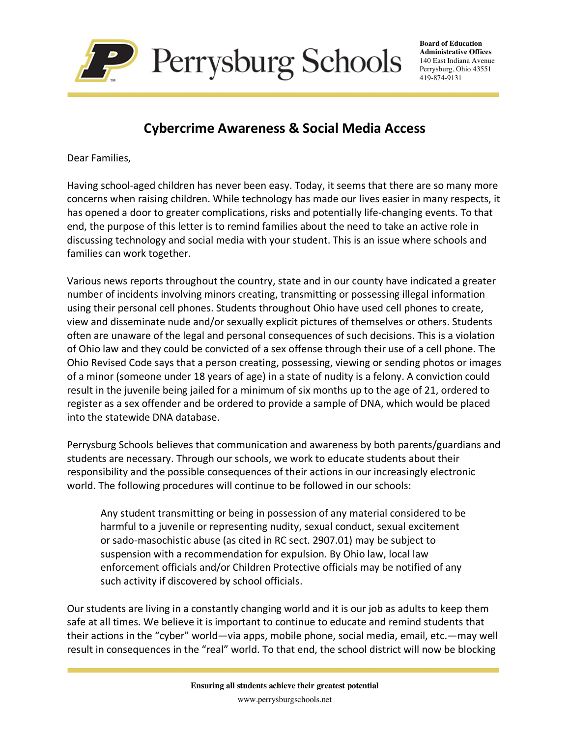**Perrysburg Schools**

**Board of Education**
**Administrative Offices**
140 East Indiana Avenue
Perrysburg, Ohio 43551
419-874-9131

# Cybercrime Awareness & Social Media Access

Dear Families,

Having school-aged children has never been easy. Today, it seems that there are so many more concerns when raising children. While technology has made our lives easier in many respects, it has opened a door to greater complications, risks and potentially life-changing events. To that end, the purpose of this letter is to remind families about the need to take an active role in discussing technology and social media with your student. This is an issue where schools and families can work together.

Various news reports throughout the country, state and in our county have indicated a greater number of incidents involving minors creating, transmitting or possessing illegal information using their personal cell phones. Students throughout Ohio have used cell phones to create, view and disseminate nude and/or sexually explicit pictures of themselves or others. Students often are unaware of the legal and personal consequences of such decisions. This is a violation of Ohio law and they could be convicted of a sex offense through their use of a cell phone. The Ohio Revised Code says that a person creating, possessing, viewing or sending photos or images of a minor (someone under 18 years of age) in a state of nudity is a felony. A conviction could result in the juvenile being jailed for a minimum of six months up to the age of 21, ordered to register as a sex offender and be ordered to provide a sample of DNA, which would be placed into the statewide DNA database.

Perrysburg Schools believes that communication and awareness by both parents/guardians and students are necessary. Through our schools, we work to educate students about their responsibility and the possible consequences of their actions in our increasingly electronic world. The following procedures will continue to be followed in our schools:

> Any student transmitting or being in possession of any material considered to be harmful to a juvenile or representing nudity, sexual conduct, sexual excitement or sado-masochistic abuse (as cited in RC sect. 2907.01) may be subject to suspension with a recommendation for expulsion. By Ohio law, local law enforcement officials and/or Children Protective officials may be notified of any such activity if discovered by school officials.

Our students are living in a constantly changing world and it is our job as adults to keep them safe at all times. We believe it is important to continue to educate and remind students that their actions in the "cyber" world—via apps, mobile phone, social media, email, etc.—may well result in consequences in the "real" world. To that end, the school district will now be blocking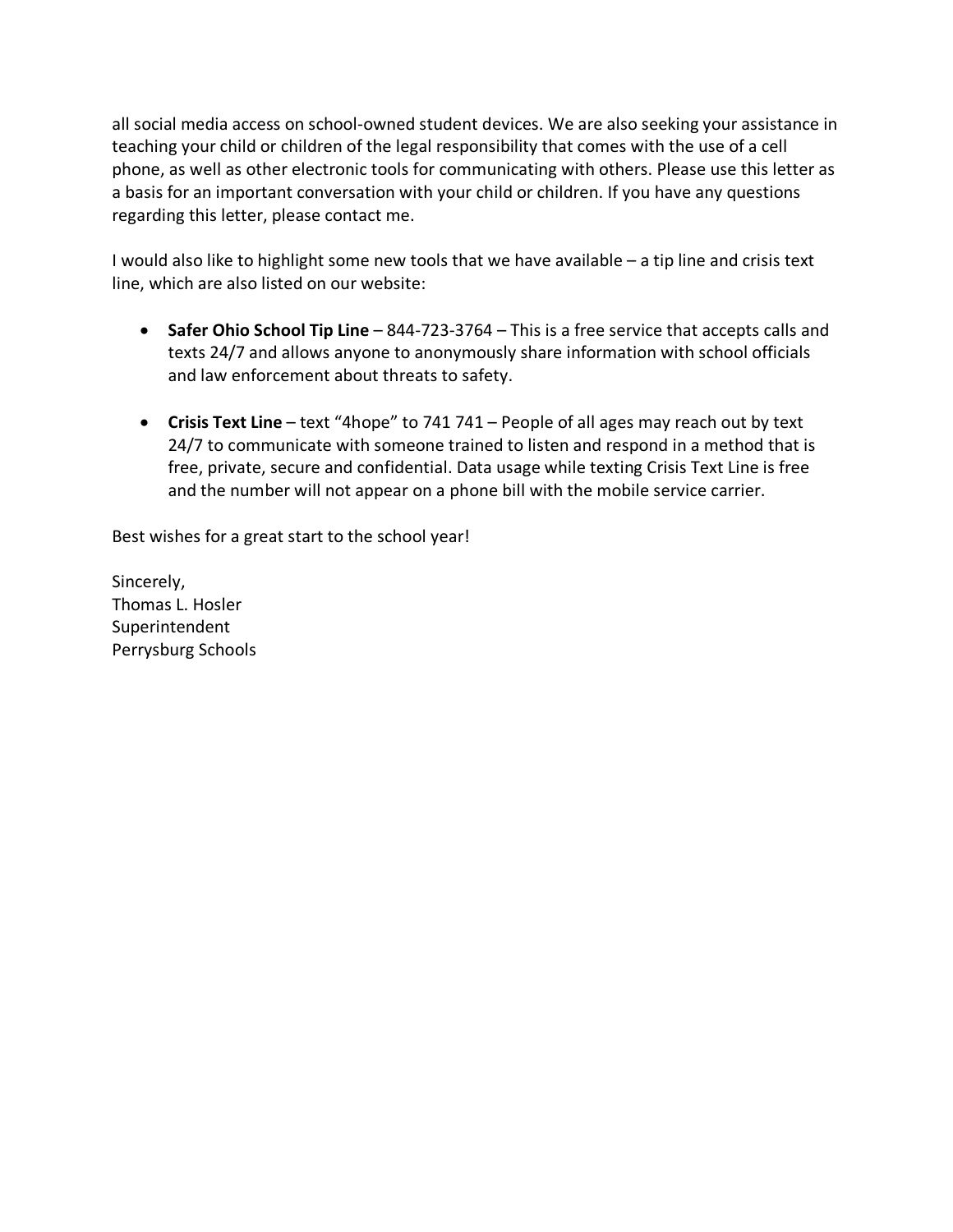all social media access on school-owned student devices. We are also seeking your assistance in teaching your child or children of the legal responsibility that comes with the use of a cell phone, as well as other electronic tools for communicating with others. Please use this letter as a basis for an important conversation with your child or children. If you have any questions regarding this letter, please contact me.

I would also like to highlight some new tools that we have available – a tip line and crisis text line, which are also listed on our website:

- **Safer Ohio School Tip Line** – 844-723-3764 – This is a free service that accepts calls and texts 24/7 and allows anyone to anonymously share information with school officials and law enforcement about threats to safety.

- **Crisis Text Line** – text "4hope" to 741 741 – People of all ages may reach out by text 24/7 to communicate with someone trained to listen and respond in a method that is free, private, secure and confidential. Data usage while texting Crisis Text Line is free and the number will not appear on a phone bill with the mobile service carrier.

Best wishes for a great start to the school year!

Sincerely,
Thomas L. Hosler
Superintendent
Perrysburg Schools